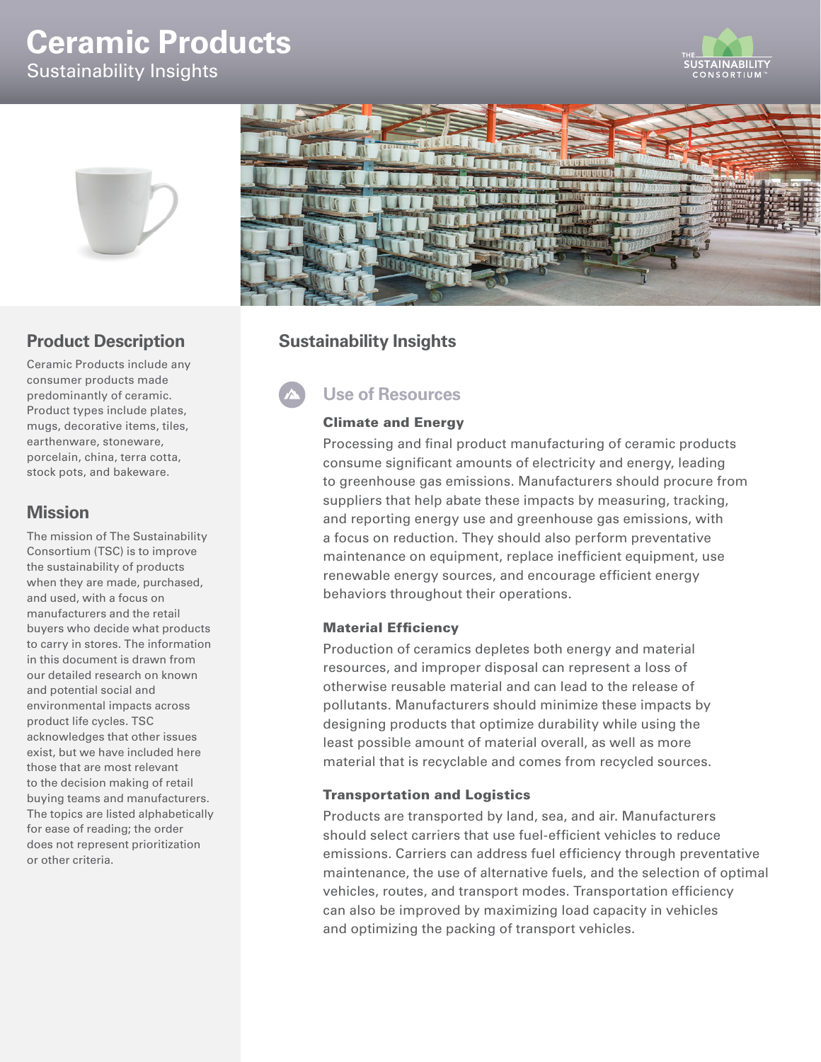# Ceramic Products

Sustainability Insights

## Product Description

Ceramic Products include any consumer products made predominantly of ceramic. Product types include plates, mugs, decorative items, tiles, earthenware, stoneware, porcelain, china, terra cotta, stock pots, and bakeware.

## Mission

The mission of The Sustainability Consortium (TSC) is to improve the sustainability of products when they are made, purchased, and used, with a focus on manufacturers and the retail buyers who decide what products to carry in stores. The information in this document is drawn from our detailed research on known and potential social and environmental impacts across product life cycles. TSC acknowledges that other issues exist, but we have included here those that are most relevant to the decision making of retail buying teams and manufacturers. The topics are listed alphabetically for ease of reading; the order does not represent prioritization or other criteria.

## Sustainability Insights

### Use of Resources

#### Climate and Energy

Processing and final product manufacturing of ceramic products consume significant amounts of electricity and energy, leading to greenhouse gas emissions. Manufacturers should procure from suppliers that help abate these impacts by measuring, tracking, and reporting energy use and greenhouse gas emissions, with a focus on reduction. They should also perform preventative maintenance on equipment, replace inefficient equipment, use renewable energy sources, and encourage efficient energy behaviors throughout their operations.

#### Material Efficiency

Production of ceramics depletes both energy and material resources, and improper disposal can represent a loss of otherwise reusable material and can lead to the release of pollutants. Manufacturers should minimize these impacts by designing products that optimize durability while using the least possible amount of material overall, as well as more material that is recyclable and comes from recycled sources.

#### Transportation and Logistics

Products are transported by land, sea, and air. Manufacturers should select carriers that use fuel-efficient vehicles to reduce emissions. Carriers can address fuel efficiency through preventative maintenance, the use of alternative fuels, and the selection of optimal vehicles, routes, and transport modes. Transportation efficiency can also be improved by maximizing load capacity in vehicles and optimizing the packing of transport vehicles.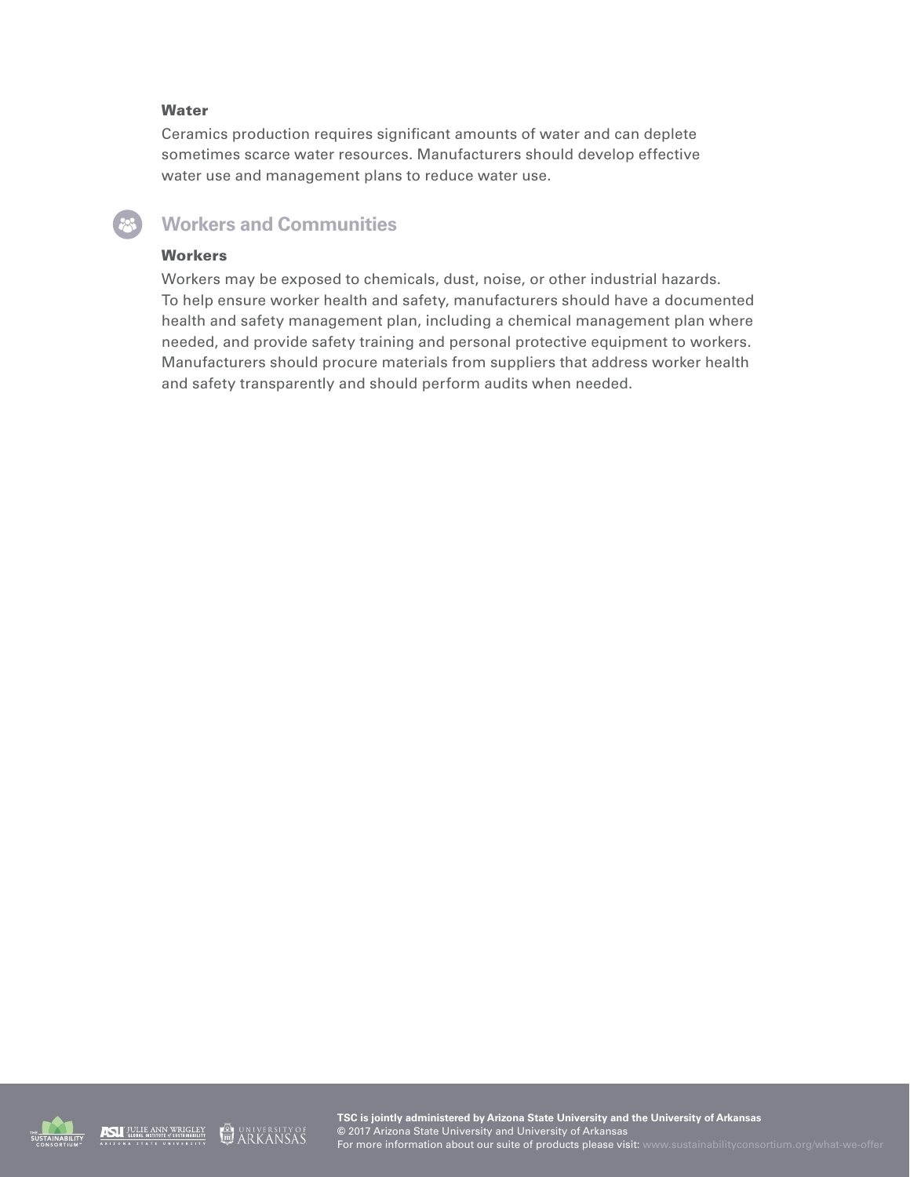### Water

Ceramics production requires significant amounts of water and can deplete sometimes scarce water resources. Manufacturers should develop effective water use and management plans to reduce water use.

## Workers and Communities

### Workers

Workers may be exposed to chemicals, dust, noise, or other industrial hazards. To help ensure worker health and safety, manufacturers should have a documented health and safety management plan, including a chemical management plan where needed, and provide safety training and personal protective equipment to workers. Manufacturers should procure materials from suppliers that address worker health and safety transparently and should perform audits when needed.

**TSC is jointly administered by Arizona State University and the University of Arkansas**
© 2017 Arizona State University and University of Arkansas
For more information about our suite of products please visit: www.sustainabilityconsortium.org/what-we-offer